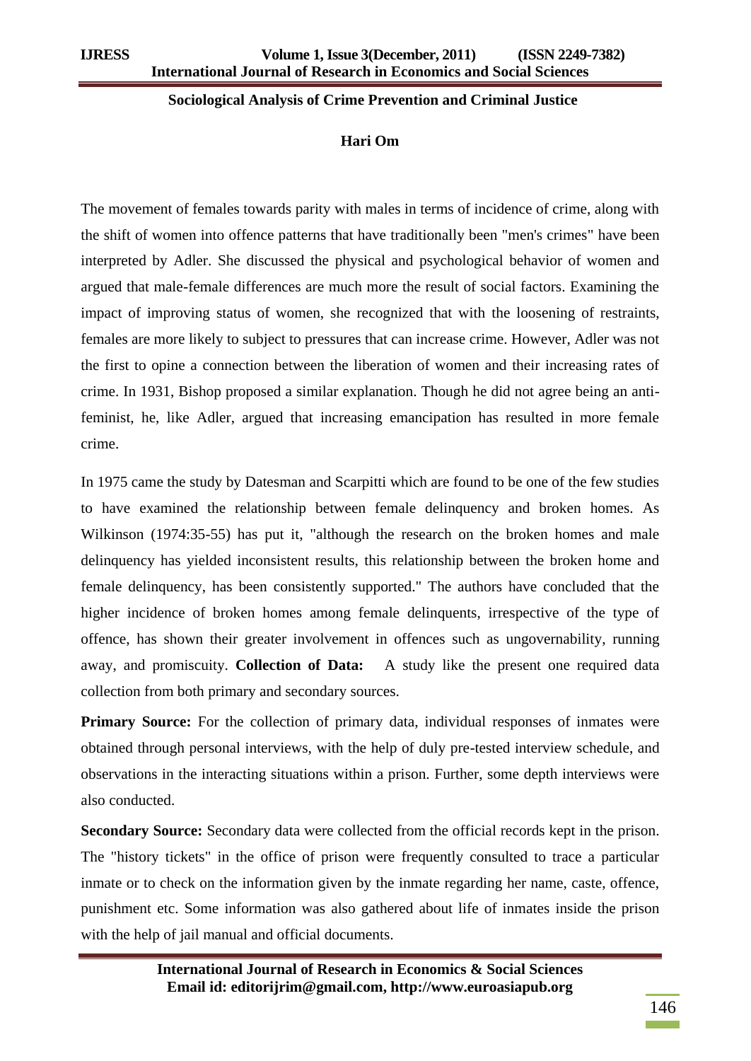# Sociological Analysis of Crime Prevention and Criminal Justice

**Hari Om**

The movement of females towards parity with males in terms of incidence of crime, along with the shift of women into offence patterns that have traditionally been "men's crimes" have been interpreted by Adler. She discussed the physical and psychological behavior of women and argued that male-female differences are much more the result of social factors. Examining the impact of improving status of women, she recognized that with the loosening of restraints, females are more likely to subject to pressures that can increase crime. However, Adler was not the first to opine a connection between the liberation of women and their increasing rates of crime. In 1931, Bishop proposed a similar explanation. Though he did not agree being an anti-feminist, he, like Adler, argued that increasing emancipation has resulted in more female crime.

In 1975 came the study by Datesman and Scarpitti which are found to be one of the few studies to have examined the relationship between female delinquency and broken homes. As Wilkinson (1974:35-55) has put it, "although the research on the broken homes and male delinquency has yielded inconsistent results, this relationship between the broken home and female delinquency, has been consistently supported." The authors have concluded that the higher incidence of broken homes among female delinquents, irrespective of the type of offence, has shown their greater involvement in offences such as ungovernability, running away, and promiscuity. **Collection of Data:** A study like the present one required data collection from both primary and secondary sources.

**Primary Source:** For the collection of primary data, individual responses of inmates were obtained through personal interviews, with the help of duly pre-tested interview schedule, and observations in the interacting situations within a prison. Further, some depth interviews were also conducted.

**Secondary Source:** Secondary data were collected from the official records kept in the prison. The "history tickets" in the office of prison were frequently consulted to trace a particular inmate or to check on the information given by the inmate regarding her name, caste, offence, punishment etc. Some information was also gathered about life of inmates inside the prison with the help of jail manual and official documents.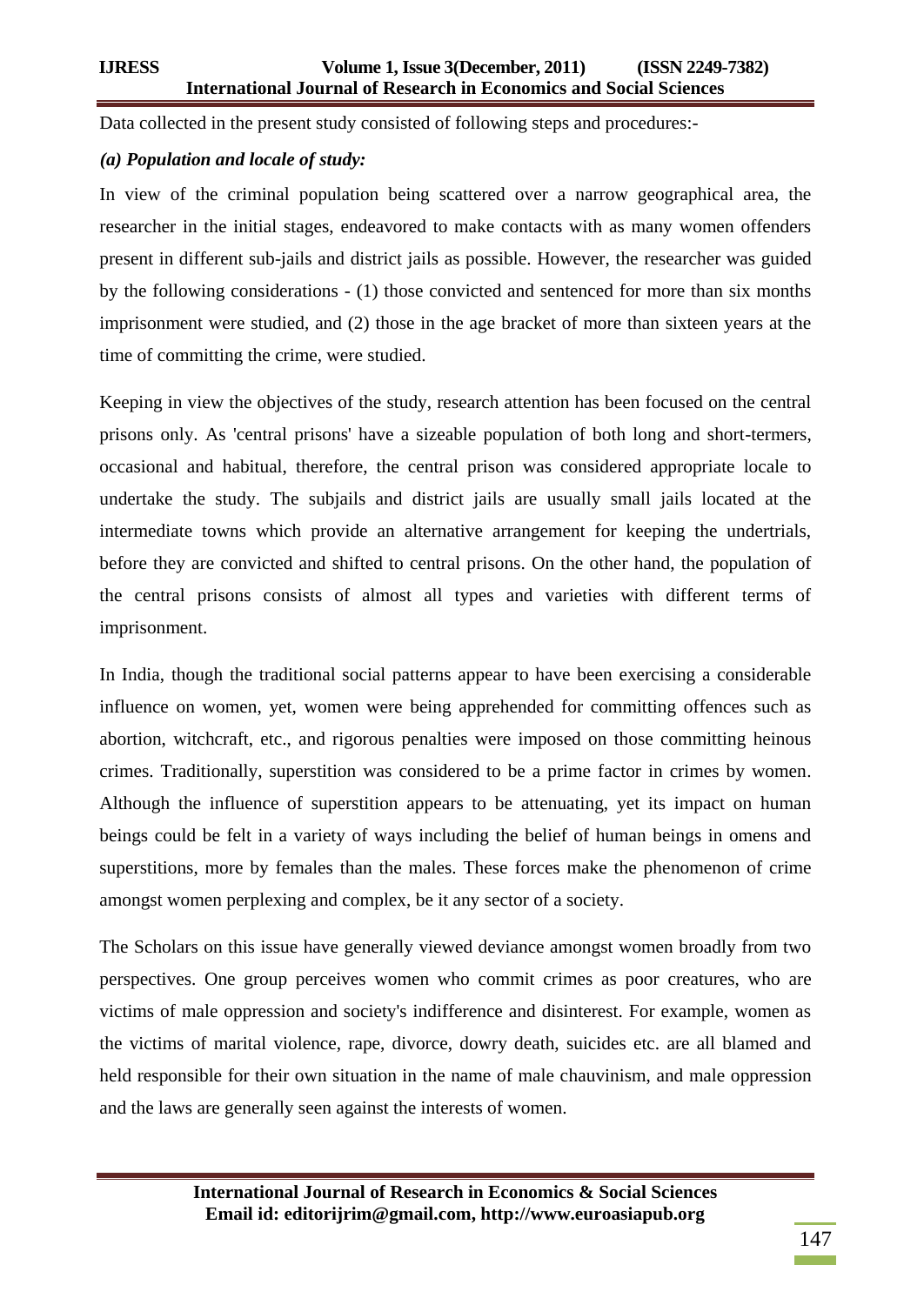Data collected in the present study consisted of following steps and procedures:-

***(a) Population and locale of study:***

In view of the criminal population being scattered over a narrow geographical area, the researcher in the initial stages, endeavored to make contacts with as many women offenders present in different sub-jails and district jails as possible. However, the researcher was guided by the following considerations - (1) those convicted and sentenced for more than six months imprisonment were studied, and (2) those in the age bracket of more than sixteen years at the time of committing the crime, were studied.

Keeping in view the objectives of the study, research attention has been focused on the central prisons only. As 'central prisons' have a sizeable population of both long and short-termers, occasional and habitual, therefore, the central prison was considered appropriate locale to undertake the study. The subjails and district jails are usually small jails located at the intermediate towns which provide an alternative arrangement for keeping the undertrials, before they are convicted and shifted to central prisons. On the other hand, the population of the central prisons consists of almost all types and varieties with different terms of imprisonment.

In India, though the traditional social patterns appear to have been exercising a considerable influence on women, yet, women were being apprehended for committing offences such as abortion, witchcraft, etc., and rigorous penalties were imposed on those committing heinous crimes. Traditionally, superstition was considered to be a prime factor in crimes by women. Although the influence of superstition appears to be attenuating, yet its impact on human beings could be felt in a variety of ways including the belief of human beings in omens and superstitions, more by females than the males. These forces make the phenomenon of crime amongst women perplexing and complex, be it any sector of a society.

The Scholars on this issue have generally viewed deviance amongst women broadly from two perspectives. One group perceives women who commit crimes as poor creatures, who are victims of male oppression and society's indifference and disinterest. For example, women as the victims of marital violence, rape, divorce, dowry death, suicides etc. are all blamed and held responsible for their own situation in the name of male chauvinism, and male oppression and the laws are generally seen against the interests of women.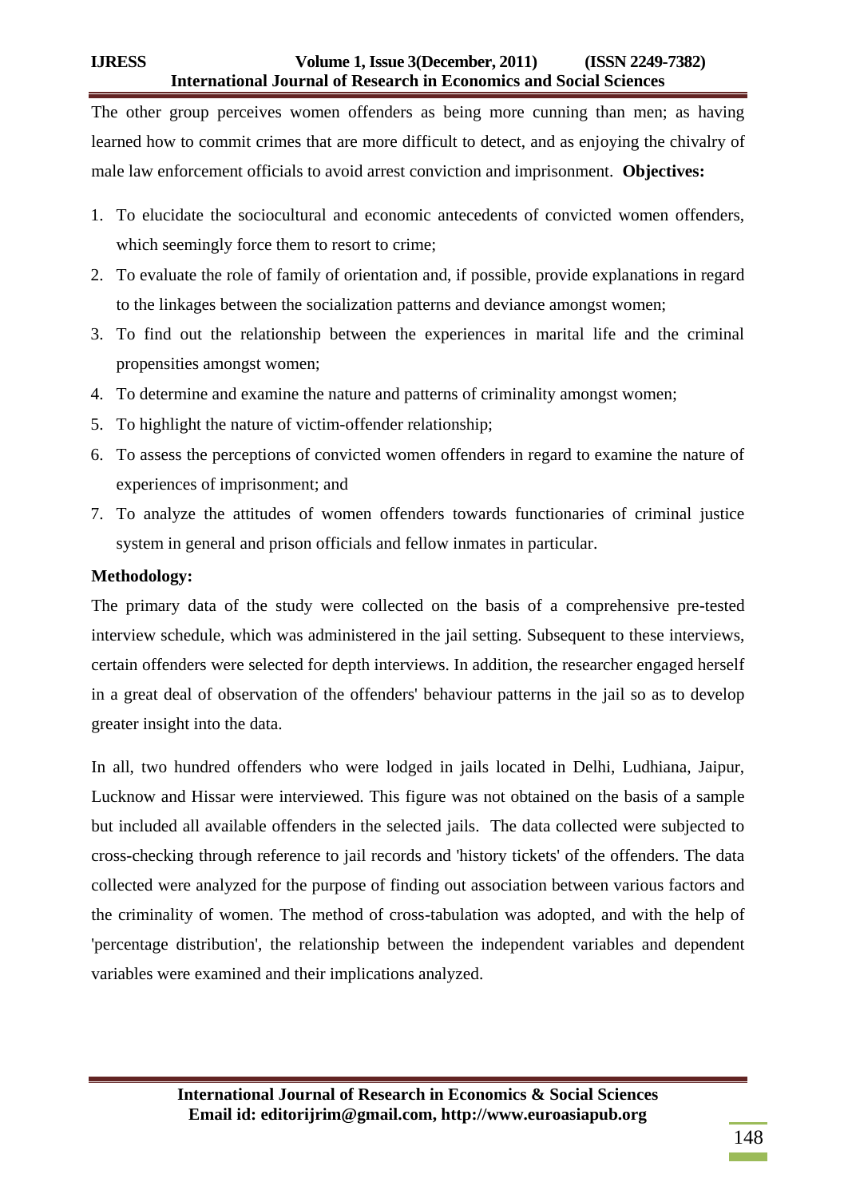The other group perceives women offenders as being more cunning than men; as having learned how to commit crimes that are more difficult to detect, and as enjoying the chivalry of male law enforcement officials to avoid arrest conviction and imprisonment. **Objectives:**

1. To elucidate the sociocultural and economic antecedents of convicted women offenders, which seemingly force them to resort to crime;
2. To evaluate the role of family of orientation and, if possible, provide explanations in regard to the linkages between the socialization patterns and deviance amongst women;
3. To find out the relationship between the experiences in marital life and the criminal propensities amongst women;
4. To determine and examine the nature and patterns of criminality amongst women;
5. To highlight the nature of victim-offender relationship;
6. To assess the perceptions of convicted women offenders in regard to examine the nature of experiences of imprisonment; and
7. To analyze the attitudes of women offenders towards functionaries of criminal justice system in general and prison officials and fellow inmates in particular.

**Methodology:**

The primary data of the study were collected on the basis of a comprehensive pre-tested interview schedule, which was administered in the jail setting. Subsequent to these interviews, certain offenders were selected for depth interviews. In addition, the researcher engaged herself in a great deal of observation of the offenders' behaviour patterns in the jail so as to develop greater insight into the data.

In all, two hundred offenders who were lodged in jails located in Delhi, Ludhiana, Jaipur, Lucknow and Hissar were interviewed. This figure was not obtained on the basis of a sample but included all available offenders in the selected jails. The data collected were subjected to cross-checking through reference to jail records and 'history tickets' of the offenders. The data collected were analyzed for the purpose of finding out association between various factors and the criminality of women. The method of cross-tabulation was adopted, and with the help of 'percentage distribution', the relationship between the independent variables and dependent variables were examined and their implications analyzed.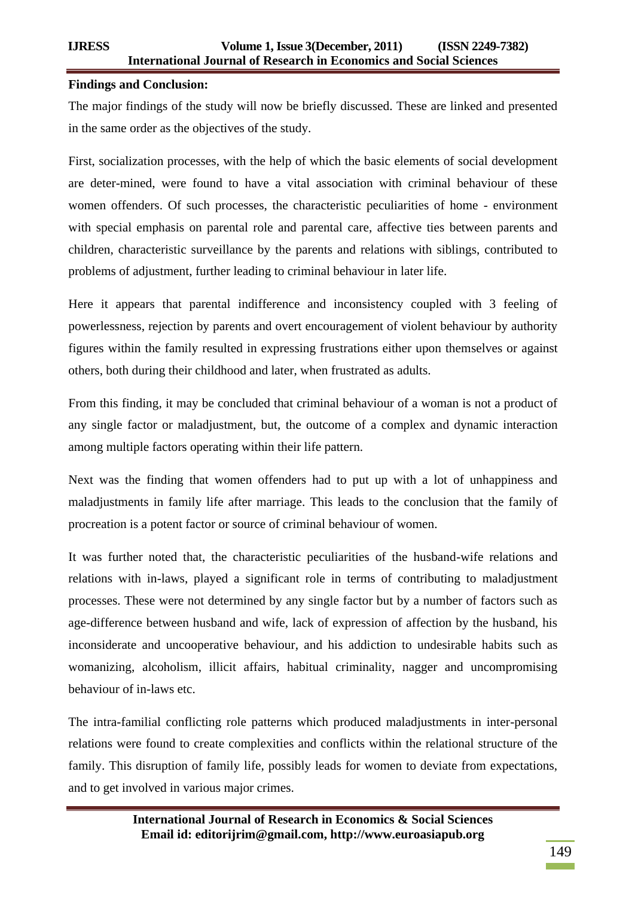**Findings and Conclusion:**

The major findings of the study will now be briefly discussed. These are linked and presented in the same order as the objectives of the study.

First, socialization processes, with the help of which the basic elements of social development are deter-mined, were found to have a vital association with criminal behaviour of these women offenders. Of such processes, the characteristic peculiarities of home - environment with special emphasis on parental role and parental care, affective ties between parents and children, characteristic surveillance by the parents and relations with siblings, contributed to problems of adjustment, further leading to criminal behaviour in later life.

Here it appears that parental indifference and inconsistency coupled with 3 feeling of powerlessness, rejection by parents and overt encouragement of violent behaviour by authority figures within the family resulted in expressing frustrations either upon themselves or against others, both during their childhood and later, when frustrated as adults.

From this finding, it may be concluded that criminal behaviour of a woman is not a product of any single factor or maladjustment, but, the outcome of a complex and dynamic interaction among multiple factors operating within their life pattern.

Next was the finding that women offenders had to put up with a lot of unhappiness and maladjustments in family life after marriage. This leads to the conclusion that the family of procreation is a potent factor or source of criminal behaviour of women.

It was further noted that, the characteristic peculiarities of the husband-wife relations and relations with in-laws, played a significant role in terms of contributing to maladjustment processes. These were not determined by any single factor but by a number of factors such as age-difference between husband and wife, lack of expression of affection by the husband, his inconsiderate and uncooperative behaviour, and his addiction to undesirable habits such as womanizing, alcoholism, illicit affairs, habitual criminality, nagger and uncompromising behaviour of in-laws etc.

The intra-familial conflicting role patterns which produced maladjustments in inter-personal relations were found to create complexities and conflicts within the relational structure of the family. This disruption of family life, possibly leads for women to deviate from expectations, and to get involved in various major crimes.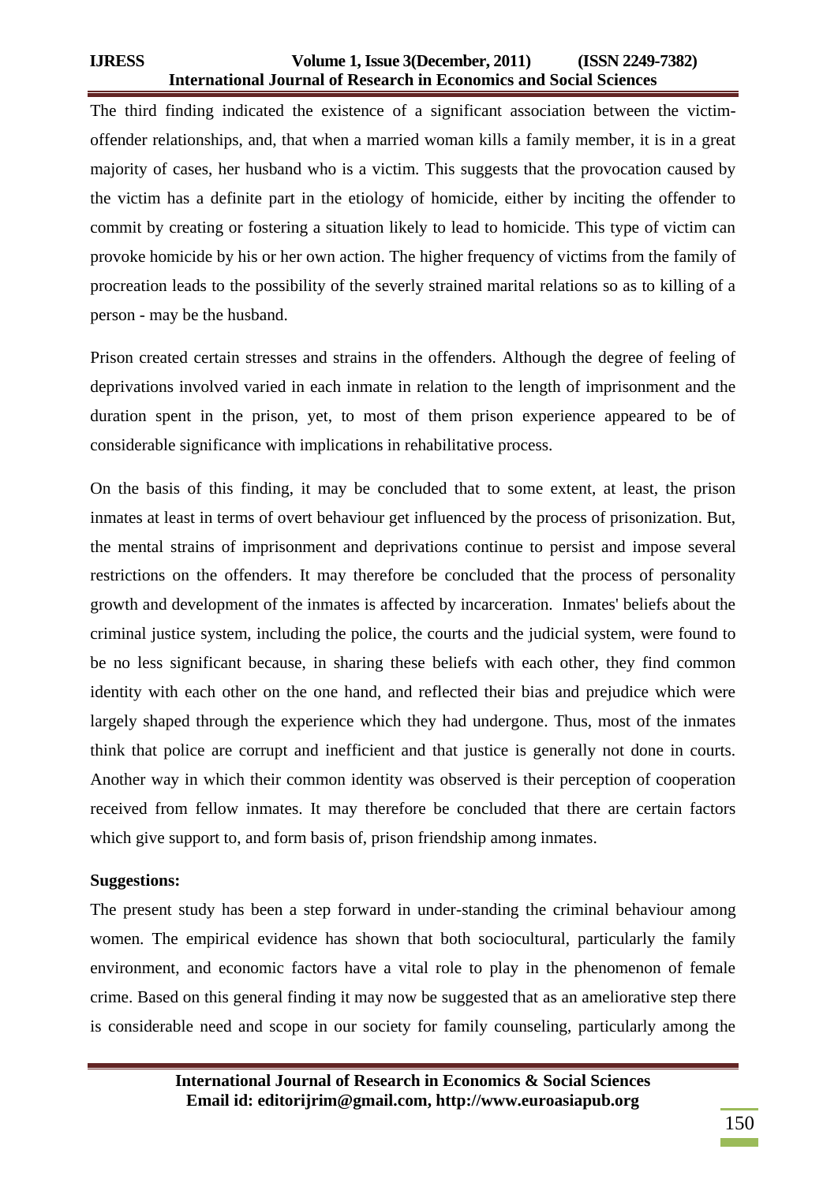The third finding indicated the existence of a significant association between the victim-offender relationships, and, that when a married woman kills a family member, it is in a great majority of cases, her husband who is a victim. This suggests that the provocation caused by the victim has a definite part in the etiology of homicide, either by inciting the offender to commit by creating or fostering a situation likely to lead to homicide. This type of victim can provoke homicide by his or her own action. The higher frequency of victims from the family of procreation leads to the possibility of the severly strained marital relations so as to killing of a person - may be the husband.

Prison created certain stresses and strains in the offenders. Although the degree of feeling of deprivations involved varied in each inmate in relation to the length of imprisonment and the duration spent in the prison, yet, to most of them prison experience appeared to be of considerable significance with implications in rehabilitative process.

On the basis of this finding, it may be concluded that to some extent, at least, the prison inmates at least in terms of overt behaviour get influenced by the process of prisonization. But, the mental strains of imprisonment and deprivations continue to persist and impose several restrictions on the offenders. It may therefore be concluded that the process of personality growth and development of the inmates is affected by incarceration. Inmates' beliefs about the criminal justice system, including the police, the courts and the judicial system, were found to be no less significant because, in sharing these beliefs with each other, they find common identity with each other on the one hand, and reflected their bias and prejudice which were largely shaped through the experience which they had undergone. Thus, most of the inmates think that police are corrupt and inefficient and that justice is generally not done in courts. Another way in which their common identity was observed is their perception of cooperation received from fellow inmates. It may therefore be concluded that there are certain factors which give support to, and form basis of, prison friendship among inmates.

**Suggestions:**

The present study has been a step forward in under-standing the criminal behaviour among women. The empirical evidence has shown that both sociocultural, particularly the family environment, and economic factors have a vital role to play in the phenomenon of female crime. Based on this general finding it may now be suggested that as an ameliorative step there is considerable need and scope in our society for family counseling, particularly among the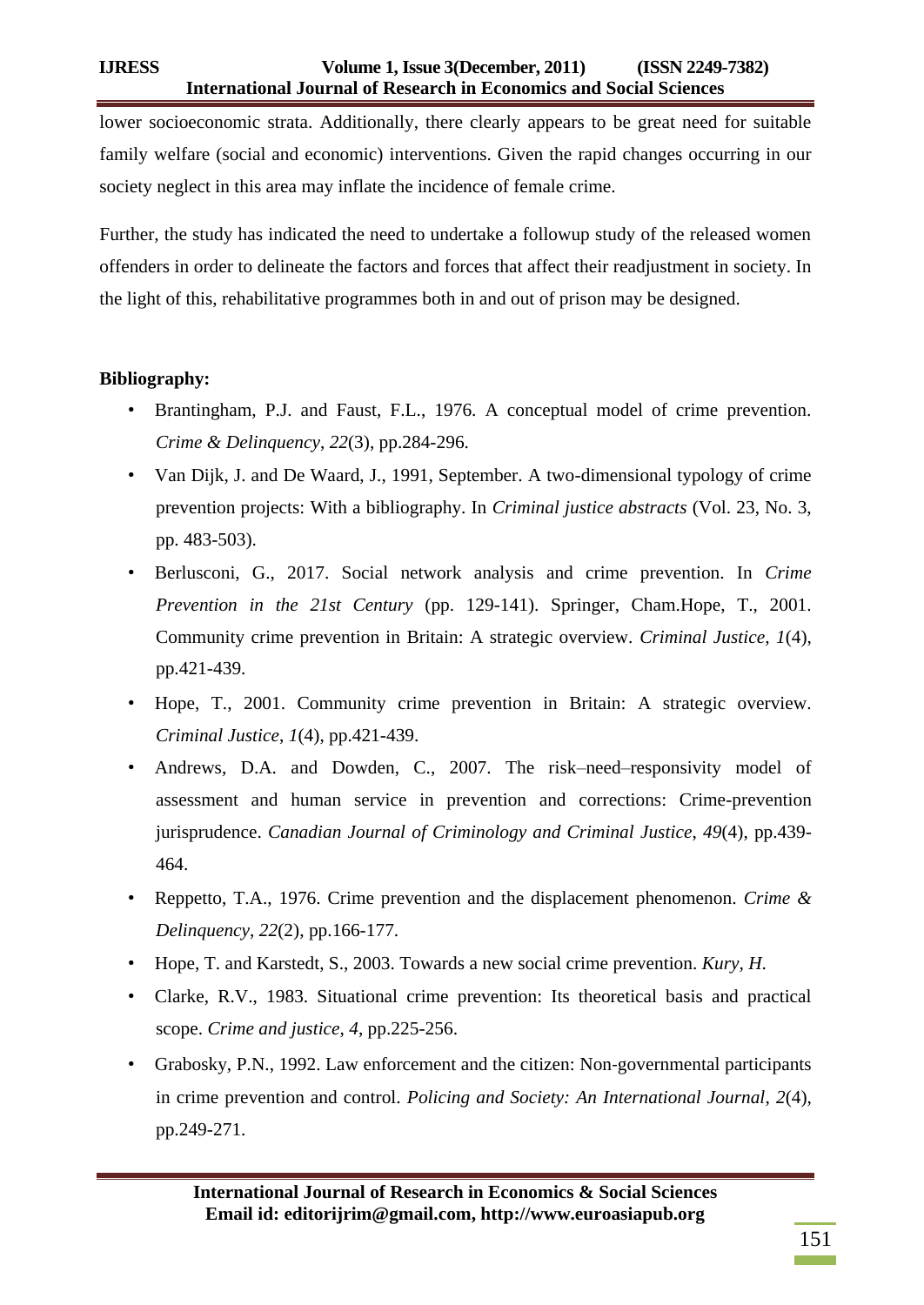lower socioeconomic strata. Additionally, there clearly appears to be great need for suitable family welfare (social and economic) interventions. Given the rapid changes occurring in our society neglect in this area may inflate the incidence of female crime.

Further, the study has indicated the need to undertake a followup study of the released women offenders in order to delineate the factors and forces that affect their readjustment in society. In the light of this, rehabilitative programmes both in and out of prison may be designed.

**Bibliography:**

- Brantingham, P.J. and Faust, F.L., 1976. A conceptual model of crime prevention. *Crime & Delinquency*, *22*(3), pp.284-296.
- Van Dijk, J. and De Waard, J., 1991, September. A two-dimensional typology of crime prevention projects: With a bibliography. In *Criminal justice abstracts* (Vol. 23, No. 3, pp. 483-503).
- Berlusconi, G., 2017. Social network analysis and crime prevention. In *Crime Prevention in the 21st Century* (pp. 129-141). Springer, Cham.Hope, T., 2001. Community crime prevention in Britain: A strategic overview. *Criminal Justice*, *1*(4), pp.421-439.
- Hope, T., 2001. Community crime prevention in Britain: A strategic overview. *Criminal Justice*, *1*(4), pp.421-439.
- Andrews, D.A. and Dowden, C., 2007. The risk–need–responsivity model of assessment and human service in prevention and corrections: Crime-prevention jurisprudence. *Canadian Journal of Criminology and Criminal Justice*, *49*(4), pp.439-464.
- Reppetto, T.A., 1976. Crime prevention and the displacement phenomenon. *Crime & Delinquency*, *22*(2), pp.166-177.
- Hope, T. and Karstedt, S., 2003. Towards a new social crime prevention. *Kury, H.*
- Clarke, R.V., 1983. Situational crime prevention: Its theoretical basis and practical scope. *Crime and justice*, *4*, pp.225-256.
- Grabosky, P.N., 1992. Law enforcement and the citizen: Non-governmental participants in crime prevention and control. *Policing and Society: An International Journal*, *2*(4), pp.249-271.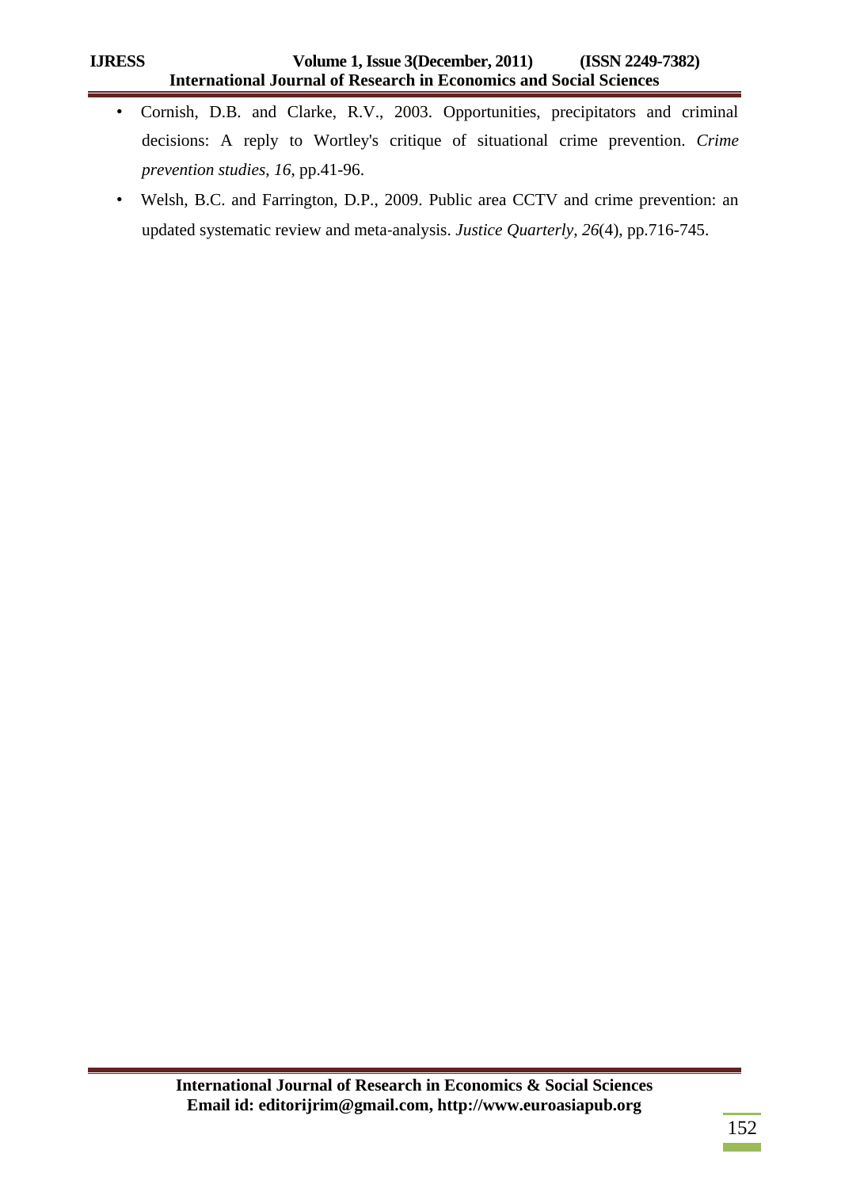- Cornish, D.B. and Clarke, R.V., 2003. Opportunities, precipitators and criminal decisions: A reply to Wortley's critique of situational crime prevention. *Crime prevention studies*, *16*, pp.41-96.
- Welsh, B.C. and Farrington, D.P., 2009. Public area CCTV and crime prevention: an updated systematic review and meta-analysis. *Justice Quarterly*, *26*(4), pp.716-745.